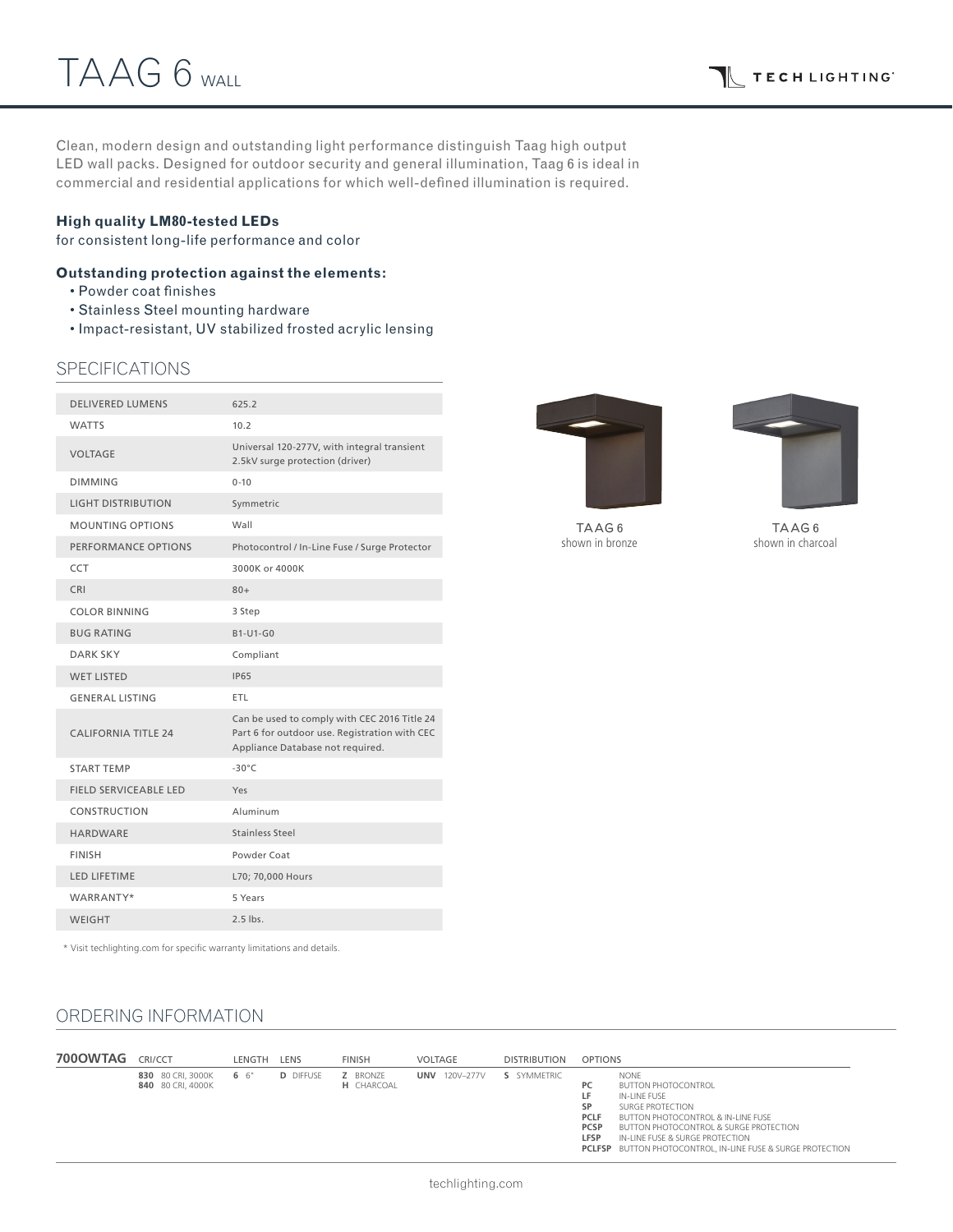# TAAG 6 WALL

Clean, modern design and outstanding light performance distinguish Taag high output LED wall packs. Designed for outdoor security and general illumination, Taag 6 is ideal in commercial and residential applications for which well-defined illumination is required.

**High quality LM80-tested LEDs**
for consistent long-life performance and color

**Outstanding protection against the elements:**

- Powder coat finishes
- Stainless Steel mounting hardware
- Impact-resistant, UV stabilized frosted acrylic lensing

## SPECIFICATIONS

| | |
|---|---|
| DELIVERED LUMENS | 625.2 |
| WATTS | 10.2 |
| VOLTAGE | Universal 120-277V, with integral transient 2.5kV surge protection (driver) |
| DIMMING | 0-10 |
| LIGHT DISTRIBUTION | Symmetric |
| MOUNTING OPTIONS | Wall |
| PERFORMANCE OPTIONS | Photocontrol / In-Line Fuse / Surge Protector |
| CCT | 3000K or 4000K |
| CRI | 80+ |
| COLOR BINNING | 3 Step |
| BUG RATING | B1-U1-G0 |
| DARK SKY | Compliant |
| WET LISTED | IP65 |
| GENERAL LISTING | ETL |
| CALIFORNIA TITLE 24 | Can be used to comply with CEC 2016 Title 24 Part 6 for outdoor use. Registration with CEC Appliance Database not required. |
| START TEMP | -30°C |
| FIELD SERVICEABLE LED | Yes |
| CONSTRUCTION | Aluminum |
| HARDWARE | Stainless Steel |
| FINISH | Powder Coat |
| LED LIFETIME | L70; 70,000 Hours |
| WARRANTY* | 5 Years |
| WEIGHT | 2.5 lbs. |

\* Visit techlighting.com for specific warranty limitations and details.

TAAG 6
shown in bronze

TAAG 6
shown in charcoal

## ORDERING INFORMATION

| 700OWTAG | CRI/CCT | LENGTH | LENS | FINISH | VOLTAGE | DISTRIBUTION | OPTIONS |
|---|---|---|---|---|---|---|---|
| | **830** 80 CRI, 3000K<br>**840** 80 CRI, 4000K | **6** 6" | **D** DIFFUSE | **Z** BRONZE<br>**H** CHARCOAL | **UNV** 120V–277V | **S** SYMMETRIC | NONE<br>**PC** BUTTON PHOTOCONTROL<br>**LF** IN-LINE FUSE<br>**SP** SURGE PROTECTION<br>**PCLF** BUTTON PHOTOCONTROL & IN-LINE FUSE<br>**PCSP** BUTTON PHOTOCONTROL & SURGE PROTECTION<br>**LFSP** IN-LINE FUSE & SURGE PROTECTION<br>**PCLFSP** BUTTON PHOTOCONTROL, IN-LINE FUSE & SURGE PROTECTION |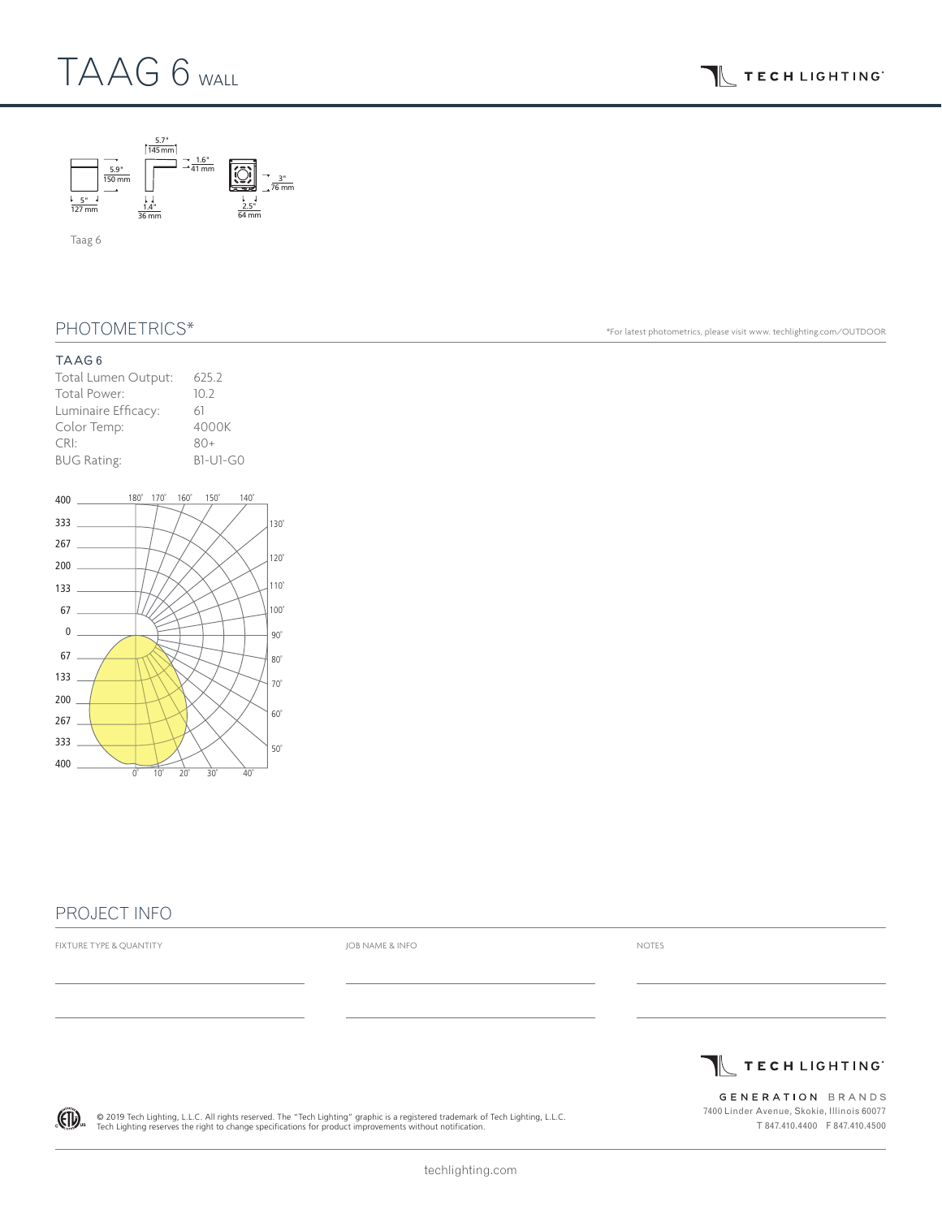# TAAG 6 WALL

TECH LIGHTING

5.7"
145 mm
5.9"
150 mm
1.6"
41 mm
3"
76 mm
5"
127 mm
1.4"
36 mm
2.5"
64 mm

Taag 6

## PHOTOMETRICS*

*For latest photometrics, please visit www. techlighting.com/OUTDOOR

### TAAG 6

| | |
|---|---|
| Total Lumen Output: | 625.2 |
| Total Power: | 10.2 |
| Luminaire Efficacy: | 61 |
| Color Temp: | 4000K |
| CRI: | 80+ |
| BUG Rating: | B1-U1-G0 |

400
333
267
200
133
67
0
67
133
200
267
333
400

180° 170° 160° 150° 140°
130°
120°
110°
100°
90°
80°
70°
60°
50°
0° 10° 20° 30° 40°

## PROJECT INFO

FIXTURE TYPE & QUANTITY

JOB NAME & INFO

NOTES

TECH LIGHTING

GENERATION BRANDS
7400 Linder Avenue, Skokie, Illinois 60077
T 847.410.4400 F 847.410.4500

© 2019 Tech Lighting, L.L.C. All rights reserved. The "Tech Lighting" graphic is a registered trademark of Tech Lighting, L.L.C.
Tech Lighting reserves the right to change specifications for product improvements without notification.

techlighting.com